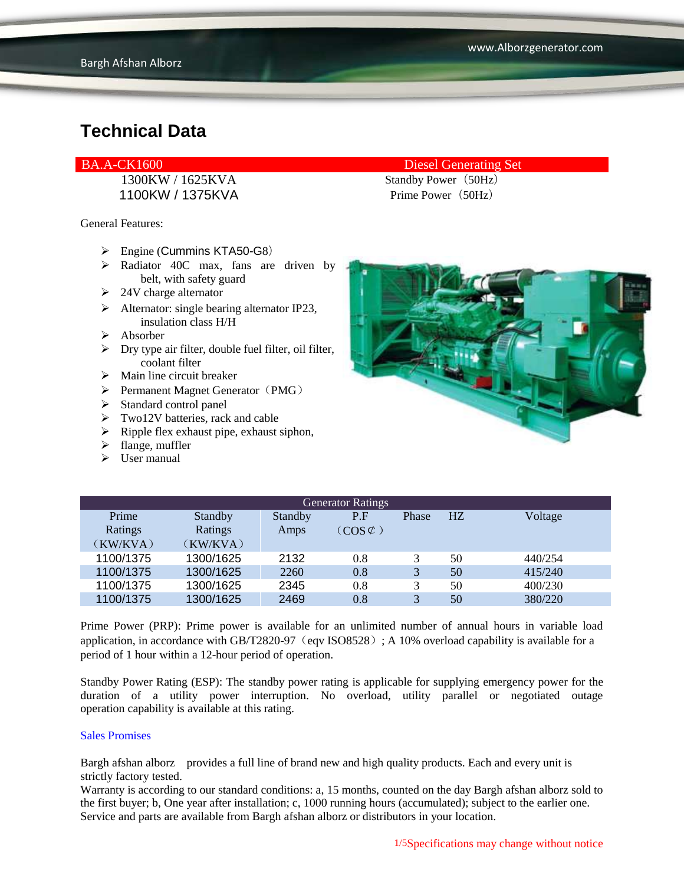# Technical Data

| BA.A-CK1600 | Diesel Generating Set |
|---|---|
| 1300KW / 1625KVA | Standby Power（50Hz） |
| 1100KW / 1375KVA | Prime Power（50Hz） |

General Features:

- Engine (Cummins KTA50-G8）
- Radiator 40C max, fans are driven by belt, with safety guard
- 24V charge alternator
- Alternator: single bearing alternator IP23, insulation class H/H
- Absorber
- Dry type air filter, double fuel filter, oil filter, coolant filter
- Main line circuit breaker
- Permanent Magnet Generator（PMG）
- Standard control panel
- Two12V batteries, rack and cable
- Ripple flex exhaust pipe, exhaust siphon,
- flange, muffler
- User manual

| Generator Ratings | | | | | | |
|---|---|---|---|---|---|---|
| Prime Ratings（KW/KVA） | Standby Ratings（KW/KVA） | Standby Amps | P.F（COS⊄） | Phase | HZ | Voltage |
| 1100/1375 | 1300/1625 | 2132 | 0.8 | 3 | 50 | 440/254 |
| 1100/1375 | 1300/1625 | 2260 | 0.8 | 3 | 50 | 415/240 |
| 1100/1375 | 1300/1625 | 2345 | 0.8 | 3 | 50 | 400/230 |
| 1100/1375 | 1300/1625 | 2469 | 0.8 | 3 | 50 | 380/220 |

Prime Power (PRP): Prime power is available for an unlimited number of annual hours in variable load application, in accordance with GB/T2820-97（eqv ISO8528）; A 10% overload capability is available for a period of 1 hour within a 12-hour period of operation.

Standby Power Rating (ESP): The standby power rating is applicable for supplying emergency power for the duration of a utility power interruption. No overload, utility parallel or negotiated outage operation capability is available at this rating.

Sales Promises

Bargh afshan alborz provides a full line of brand new and high quality products. Each and every unit is strictly factory tested.
Warranty is according to our standard conditions: a, 15 months, counted on the day Bargh afshan alborz sold to the first buyer; b, One year after installation; c, 1000 running hours (accumulated); subject to the earlier one. Service and parts are available from Bargh afshan alborz or distributors in your location.

Specifications may change without notice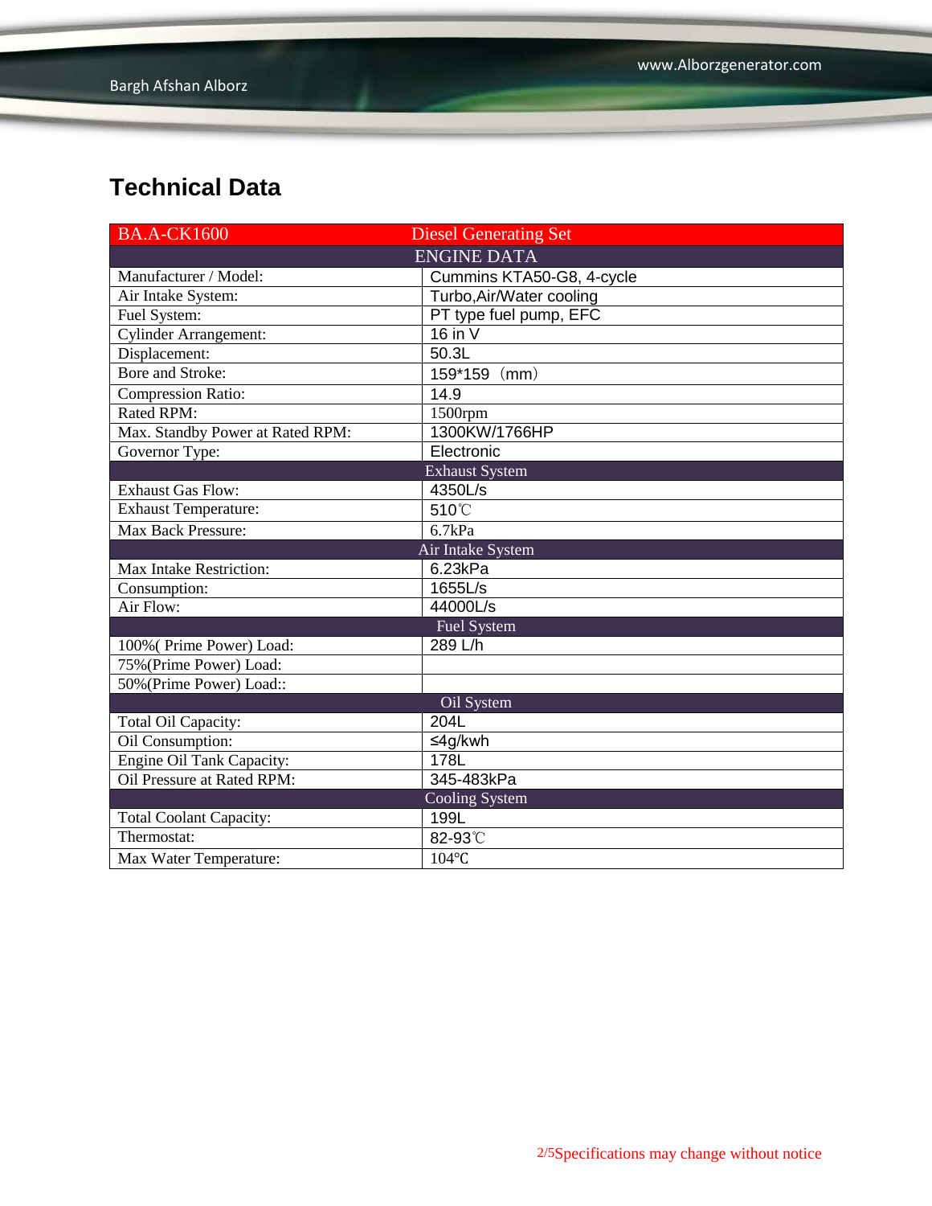## Technical Data

| BA.A-CK1600 | Diesel Generating Set |
|---|---|
| ENGINE DATA | |
| Manufacturer / Model: | Cummins KTA50-G8, 4-cycle |
| Air Intake System: | Turbo,Air/Water cooling |
| Fuel System: | PT type fuel pump, EFC |
| Cylinder Arrangement: | 16 in V |
| Displacement: | 50.3L |
| Bore and Stroke: | 159*159（mm） |
| Compression Ratio: | 14.9 |
| Rated RPM: | 1500rpm |
| Max. Standby Power at Rated RPM: | 1300KW/1766HP |
| Governor Type: | Electronic |
| Exhaust System | |
| Exhaust Gas Flow: | 4350L/s |
| Exhaust Temperature: | 510℃ |
| Max Back Pressure: | 6.7kPa |
| Air Intake System | |
| Max Intake Restriction: | 6.23kPa |
| Consumption: | 1655L/s |
| Air Flow: | 44000L/s |
| Fuel System | |
| 100%( Prime Power) Load: | 289 L/h |
| 75%(Prime Power) Load: | |
| 50%(Prime Power) Load:: | |
| Oil System | |
| Total Oil Capacity: | 204L |
| Oil Consumption: | ≤4g/kwh |
| Engine Oil Tank Capacity: | 178L |
| Oil Pressure at Rated RPM: | 345-483kPa |
| Cooling System | |
| Total Coolant Capacity: | 199L |
| Thermostat: | 82-93℃ |
| Max Water Temperature: | 104℃ |

Specifications may change without notice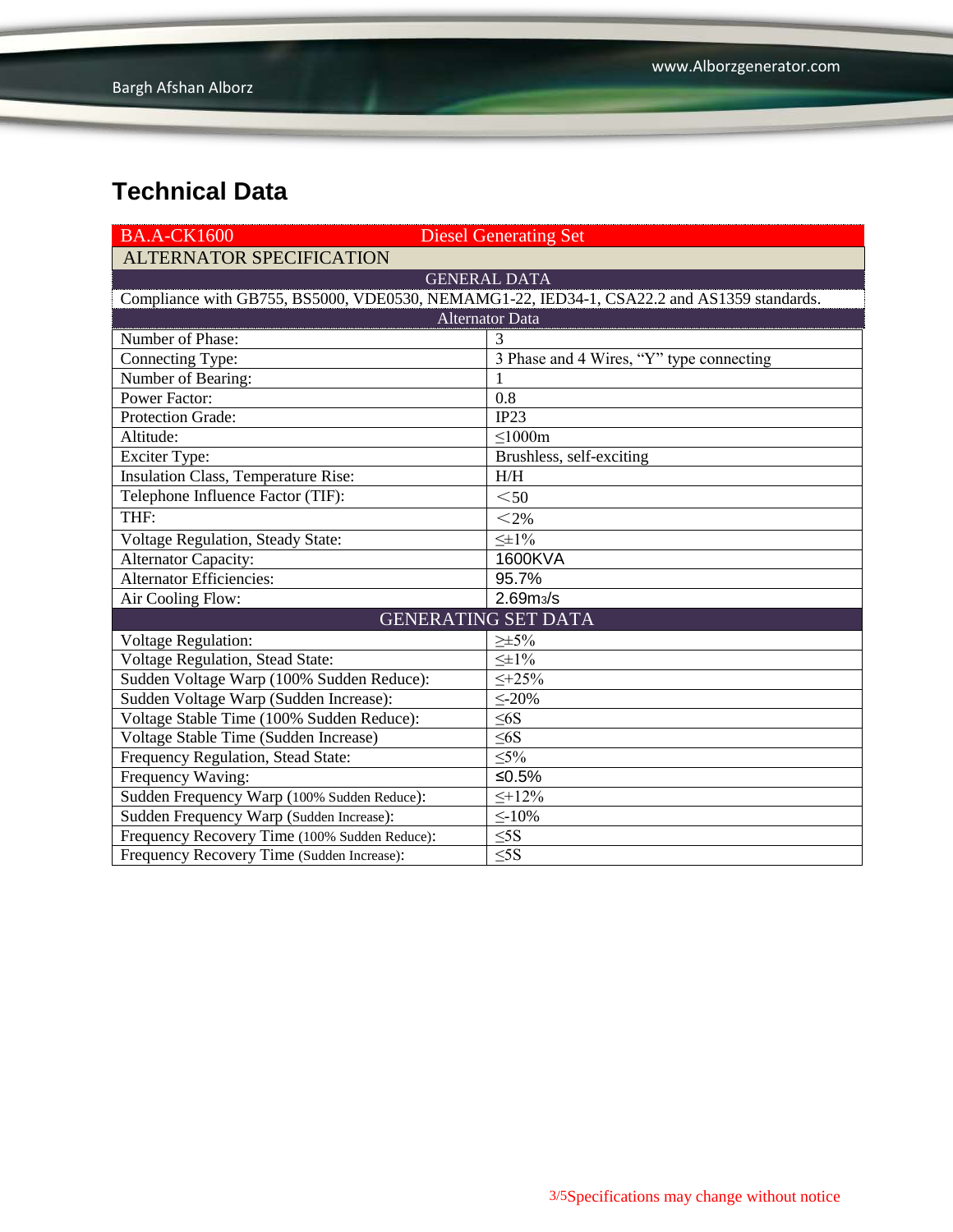# Technical Data

| BA.A-CK1600 | Diesel Generating Set |
|---|---|
| ALTERNATOR SPECIFICATION | |
| GENERAL DATA | |
| Compliance with GB755, BS5000, VDE0530, NEMAMG1-22, IED34-1, CSA22.2 and AS1359 standards. | |
| Alternator Data | |
| Number of Phase: | 3 |
| Connecting Type: | 3 Phase and 4 Wires, “Y” type connecting |
| Number of Bearing: | 1 |
| Power Factor: | 0.8 |
| Protection Grade: | IP23 |
| Altitude: | ≤1000m |
| Exciter Type: | Brushless, self-exciting |
| Insulation Class, Temperature Rise: | H/H |
| Telephone Influence Factor (TIF): | ＜50 |
| THF: | ＜2% |
| Voltage Regulation, Steady State: | ≤±1% |
| Alternator Capacity: | 1600KVA |
| Alternator Efficiencies: | 95.7% |
| Air Cooling Flow: | 2.69$m^3$/s |
| GENERATING SET DATA | |
| Voltage Regulation: | ≥±5% |
| Voltage Regulation, Stead State: | ≤±1% |
| Sudden Voltage Warp (100% Sudden Reduce): | ≤+25% |
| Sudden Voltage Warp (Sudden Increase): | ≤-20% |
| Voltage Stable Time (100% Sudden Reduce): | ≤6S |
| Voltage Stable Time (Sudden Increase) | ≤6S |
| Frequency Regulation, Stead State: | ≤5% |
| Frequency Waving: | ≤0.5% |
| Sudden Frequency Warp (100% Sudden Reduce): | ≤+12% |
| Sudden Frequency Warp (Sudden Increase): | ≤-10% |
| Frequency Recovery Time (100% Sudden Reduce): | ≤5S |
| Frequency Recovery Time (Sudden Increase): | ≤5S |

Specifications may change without notice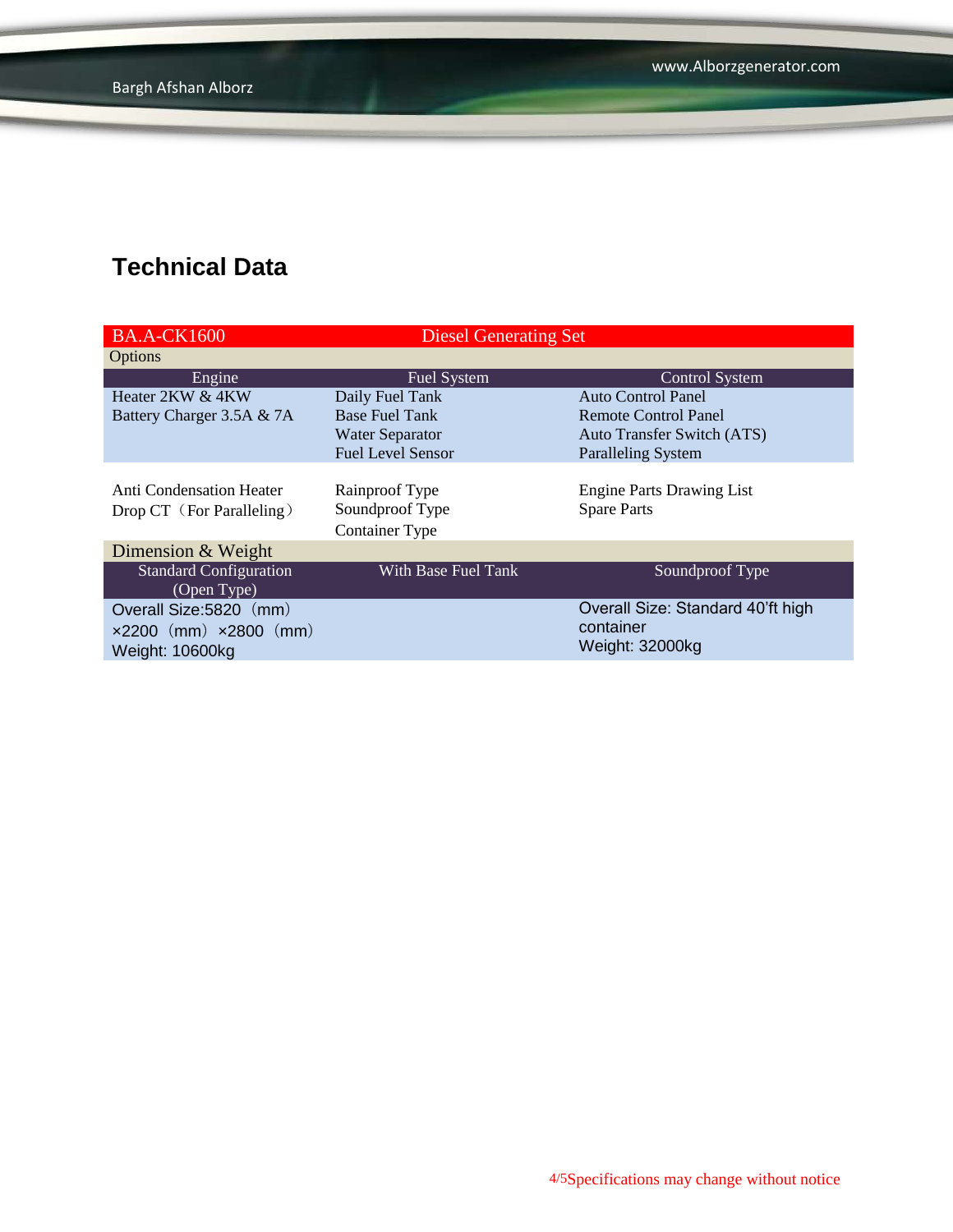## Technical Data

| BA.A-CK1600 | Diesel Generating Set | |
|---|---|---|
| Options | | |
| Engine | Fuel System | Control System |
| Heater 2KW & 4KW<br>Battery Charger 3.5A & 7A | Daily Fuel Tank<br>Base Fuel Tank<br>Water Separator<br>Fuel Level Sensor | Auto Control Panel<br>Remote Control Panel<br>Auto Transfer Switch (ATS)<br>Paralleling System |
| Anti Condensation Heater<br>Drop CT（For Paralleling） | Rainproof Type<br>Soundproof Type<br>Container Type | Engine Parts Drawing List<br>Spare Parts |
| Dimension & Weight | | |
| Standard Configuration (Open Type) | With Base Fuel Tank | Soundproof Type |
| Overall Size:5820（mm）×2200（mm）×2800（mm）<br>Weight: 10600kg | | Overall Size: Standard 40'ft high container<br>Weight: 32000kg |

Specifications may change without notice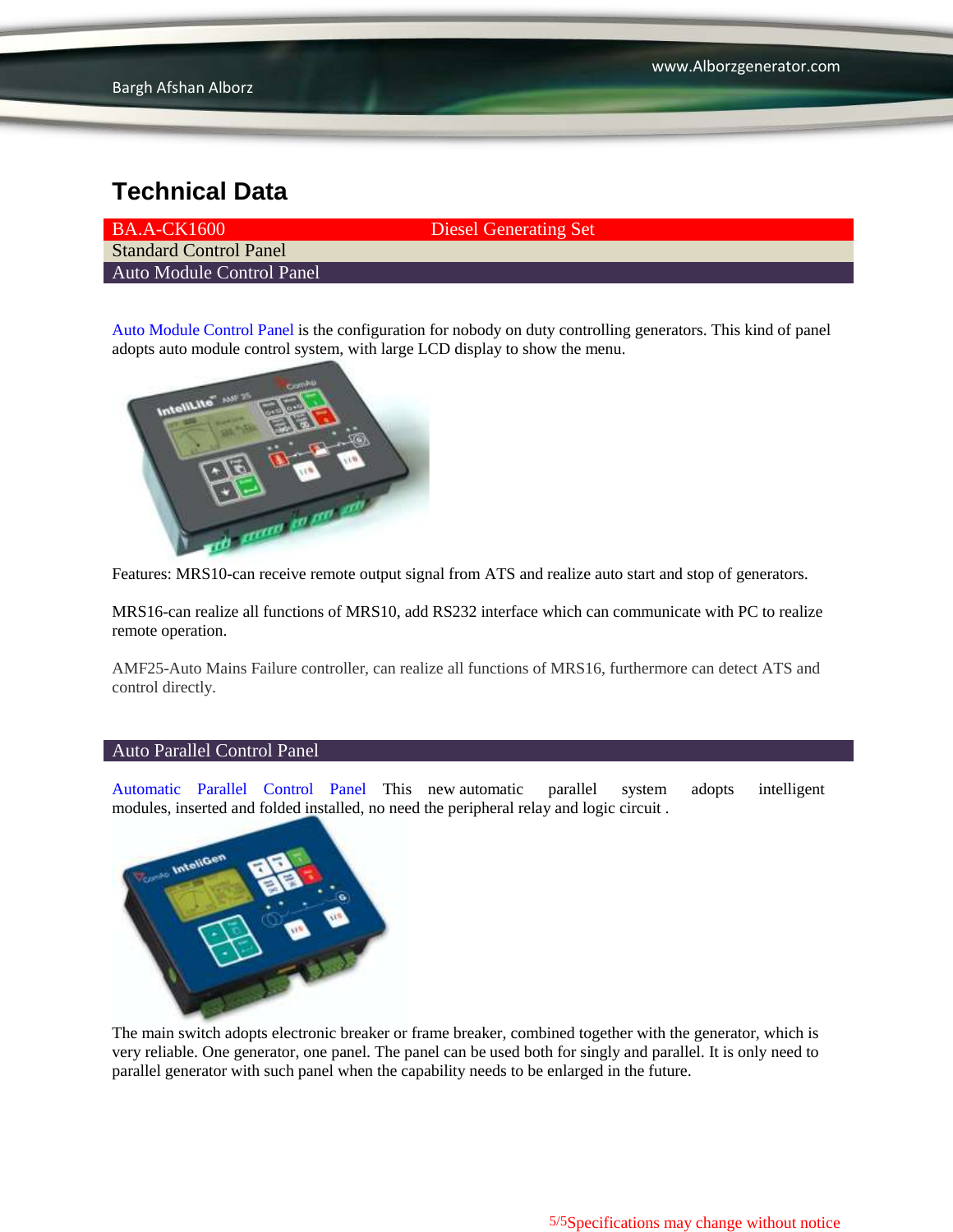# Technical Data

| | |
|---|---|
| BA.A-CK1600 | Diesel Generating Set |
| Standard Control Panel | |
| Auto Module Control Panel | |

Auto Module Control Panel is the configuration for nobody on duty controlling generators. This kind of panel adopts auto module control system, with large LCD display to show the menu.

Features: MRS10-can receive remote output signal from ATS and realize auto start and stop of generators.

MRS16-can realize all functions of MRS10, add RS232 interface which can communicate with PC to realize remote operation.

AMF25-Auto Mains Failure controller, can realize all functions of MRS16, furthermore can detect ATS and control directly.

## Auto Parallel Control Panel

Automatic Parallel Control Panel This new automatic parallel system adopts intelligent modules, inserted and folded installed, no need the peripheral relay and logic circuit .

The main switch adopts electronic breaker or frame breaker, combined together with the generator, which is very reliable. One generator, one panel. The panel can be used both for singly and parallel. It is only need to parallel generator with such panel when the capability needs to be enlarged in the future.

Specifications may change without notice